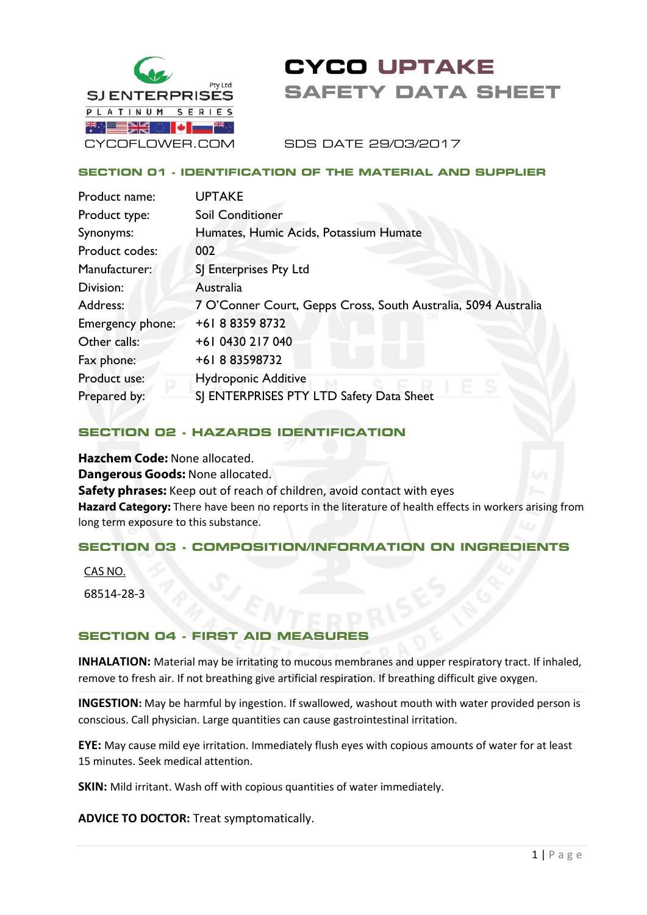SJ ENTERPRISES Pty Ltd

PLATINUM SERIES

CYCOFLOWER.COM

# CYCO UPTAKE
# SAFETY DATA SHEET

SDS DATE 29/03/2017

## SECTION 01 - IDENTIFICATION OF THE MATERIAL AND SUPPLIER

| | |
|---|---|
| Product name: | UPTAKE |
| Product type: | Soil Conditioner |
| Synonyms: | Humates, Humic Acids, Potassium Humate |
| Product codes: | 002 |
| Manufacturer: | SJ Enterprises Pty Ltd |
| Division: | Australia |
| Address: | 7 O'Conner Court, Gepps Cross, South Australia, 5094 Australia |
| Emergency phone: | +61 8 8359 8732 |
| Other calls: | +61 0430 217 040 |
| Fax phone: | +61 8 83598732 |
| Product use: | Hydroponic Additive |
| Prepared by: | SJ ENTERPRISES PTY LTD Safety Data Sheet |

## SECTION 02 - HAZARDS IDENTIFICATION

**Hazchem Code:** None allocated.
**Dangerous Goods:** None allocated.
**Safety phrases:** Keep out of reach of children, avoid contact with eyes
**Hazard Category:** There have been no reports in the literature of health effects in workers arising from long term exposure to this substance.

## SECTION 03 - COMPOSITION/INFORMATION ON INGREDIENTS

CAS NO.

68514-28-3

## SECTION 04 - FIRST AID MEASURES

**INHALATION:** Material may be irritating to mucous membranes and upper respiratory tract. If inhaled, remove to fresh air. If not breathing give artificial respiration. If breathing difficult give oxygen.

**INGESTION:** May be harmful by ingestion. If swallowed, washout mouth with water provided person is conscious. Call physician. Large quantities can cause gastrointestinal irritation.

**EYE:** May cause mild eye irritation. Immediately flush eyes with copious amounts of water for at least 15 minutes. Seek medical attention.

**SKIN:** Mild irritant. Wash off with copious quantities of water immediately.

**ADVICE TO DOCTOR:** Treat symptomatically.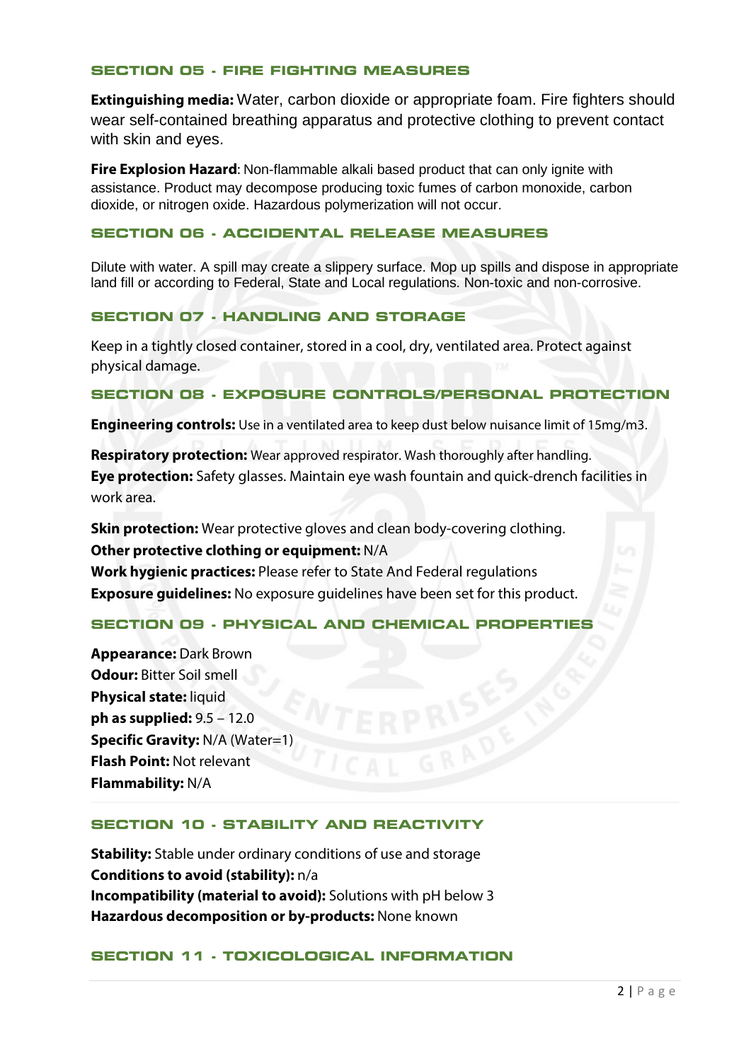## SECTION 05 - FIRE FIGHTING MEASURES

**Extinguishing media:** Water, carbon dioxide or appropriate foam. Fire fighters should wear self-contained breathing apparatus and protective clothing to prevent contact with skin and eyes.

**Fire Explosion Hazard**: Non-flammable alkali based product that can only ignite with assistance. Product may decompose producing toxic fumes of carbon monoxide, carbon dioxide, or nitrogen oxide. Hazardous polymerization will not occur.

## SECTION 06 - ACCIDENTAL RELEASE MEASURES

Dilute with water. A spill may create a slippery surface. Mop up spills and dispose in appropriate land fill or according to Federal, State and Local regulations. Non-toxic and non-corrosive.

## SECTION 07 - HANDLING AND STORAGE

Keep in a tightly closed container, stored in a cool, dry, ventilated area. Protect against physical damage.

## SECTION 08 - EXPOSURE CONTROLS/PERSONAL PROTECTION

**Engineering controls:** Use in a ventilated area to keep dust below nuisance limit of 15mg/m3.

**Respiratory protection:** Wear approved respirator. Wash thoroughly after handling.
**Eye protection:** Safety glasses. Maintain eye wash fountain and quick-drench facilities in work area.

**Skin protection:** Wear protective gloves and clean body-covering clothing.
**Other protective clothing or equipment:** N/A
**Work hygienic practices:** Please refer to State And Federal regulations
**Exposure guidelines:** No exposure guidelines have been set for this product.

## SECTION 09 - PHYSICAL AND CHEMICAL PROPERTIES

**Appearance:** Dark Brown
**Odour:** Bitter Soil smell
**Physical state:** liquid
**ph as supplied:** 9.5 – 12.0
**Specific Gravity:** N/A (Water=1)
**Flash Point:** Not relevant
**Flammability:** N/A

## SECTION 10 - STABILITY AND REACTIVITY

**Stability:** Stable under ordinary conditions of use and storage
**Conditions to avoid (stability):** n/a
**Incompatibility (material to avoid):** Solutions with pH below 3
**Hazardous decomposition or by-products:** None known

## SECTION 11 - TOXICOLOGICAL INFORMATION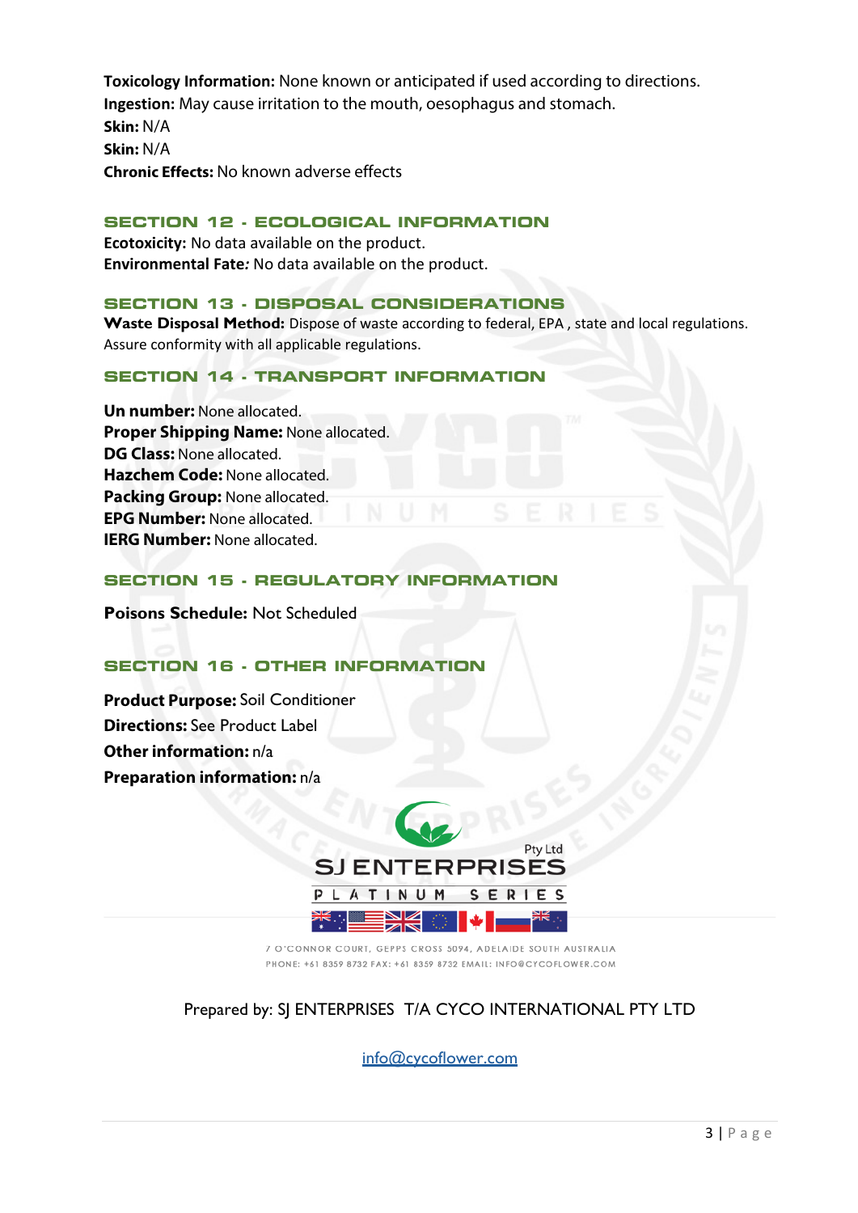**Toxicology Information:** None known or anticipated if used according to directions.
**Ingestion:** May cause irritation to the mouth, oesophagus and stomach.
**Skin:** N/A
**Skin:** N/A
**Chronic Effects:** No known adverse effects

## SECTION 12 - ECOLOGICAL INFORMATION

**Ecotoxicity:** No data available on the product.
**Environmental Fate:** No data available on the product.

## SECTION 13 - DISPOSAL CONSIDERATIONS

**Waste Disposal Method:** Dispose of waste according to federal, EPA , state and local regulations. Assure conformity with all applicable regulations.

## SECTION 14 - TRANSPORT INFORMATION

**Un number:** None allocated.
**Proper Shipping Name:** None allocated.
**DG Class:** None allocated.
**Hazchem Code:** None allocated.
**Packing Group:** None allocated.
**EPG Number:** None allocated.
**IERG Number:** None allocated.

## SECTION 15 - REGULATORY INFORMATION

**Poisons Schedule:** Not Scheduled

## SECTION 16 - OTHER INFORMATION

**Product Purpose:** Soil Conditioner
**Directions:** See Product Label
**Other information:** n/a
**Preparation information:** n/a

SJ ENTERPRISES Pty Ltd
PLATINUM SERIES

7 O'CONNOR COURT, GEPPS CROSS 5094, ADELAIDE SOUTH AUSTRALIA
PHONE: +61 8359 8732 FAX: +61 8359 8732 EMAIL: INFO@CYCOFLOWER.COM

Prepared by: SJ ENTERPRISES T/A CYCO INTERNATIONAL PTY LTD

info@cycoflower.com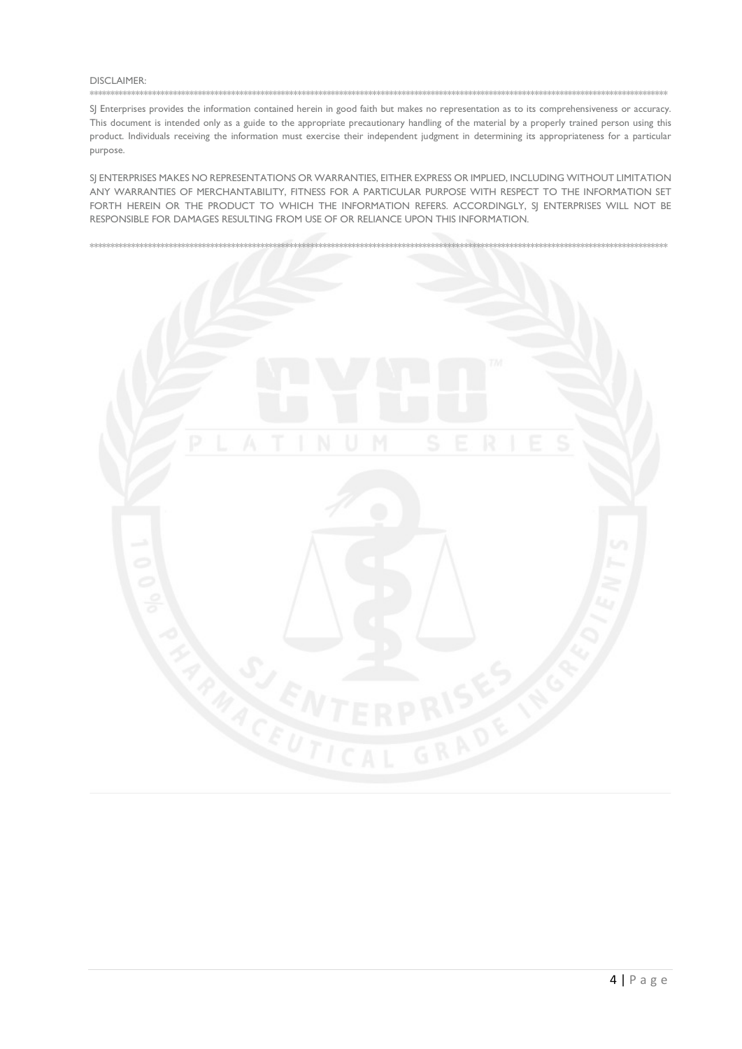DISCLAIMER:

SJ Enterprises provides the information contained herein in good faith but makes no representation as to its comprehensiveness or accuracy. This document is intended only as a guide to the appropriate precautionary handling of the material by a properly trained person using this product. Individuals receiving the information must exercise their independent judgment in determining its appropriateness for a particular purpose.

SJ ENTERPRISES MAKES NO REPRESENTATIONS OR WARRANTIES, EITHER EXPRESS OR IMPLIED, INCLUDING WITHOUT LIMITATION ANY WARRANTIES OF MERCHANTABILITY, FITNESS FOR A PARTICULAR PURPOSE WITH RESPECT TO THE INFORMATION SET FORTH HEREIN OR THE PRODUCT TO WHICH THE INFORMATION REFERS. ACCORDINGLY, SJ ENTERPRISES WILL NOT BE RESPONSIBLE FOR DAMAGES RESULTING FROM USE OF OR RELIANCE UPON THIS INFORMATION.